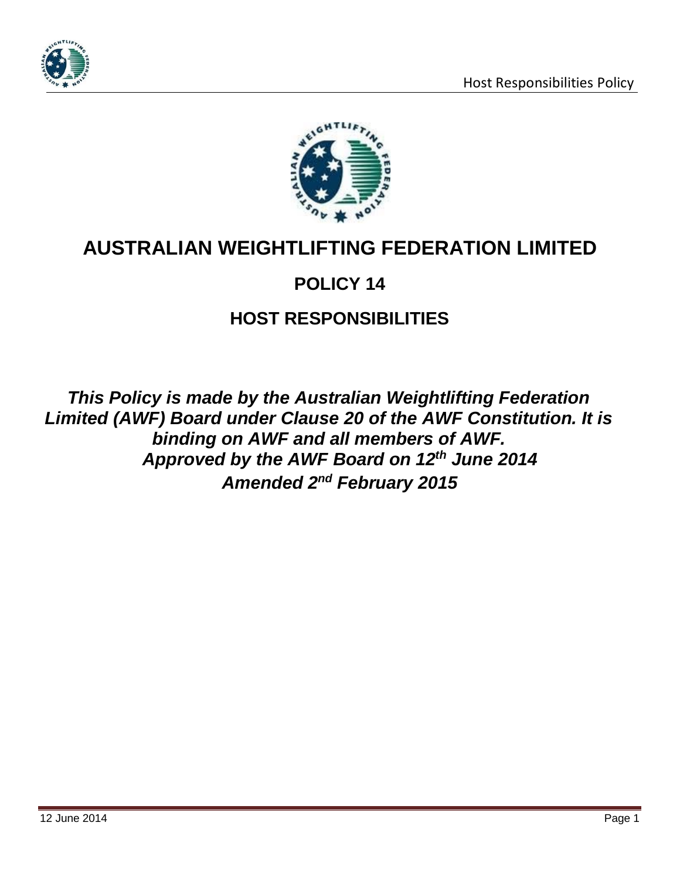# AUSTRALIAN WEIGHTLIFTING FEDERATION LIMITED

## POLICY 14

## HOST RESPONSIBILITIES

***This Policy is made by the Australian Weightlifting Federation Limited (AWF) Board under Clause 20 of the AWF Constitution. It is binding on AWF and all members of AWF.***
***Approved by the AWF Board on 12th June 2014***
***Amended 2nd February 2015***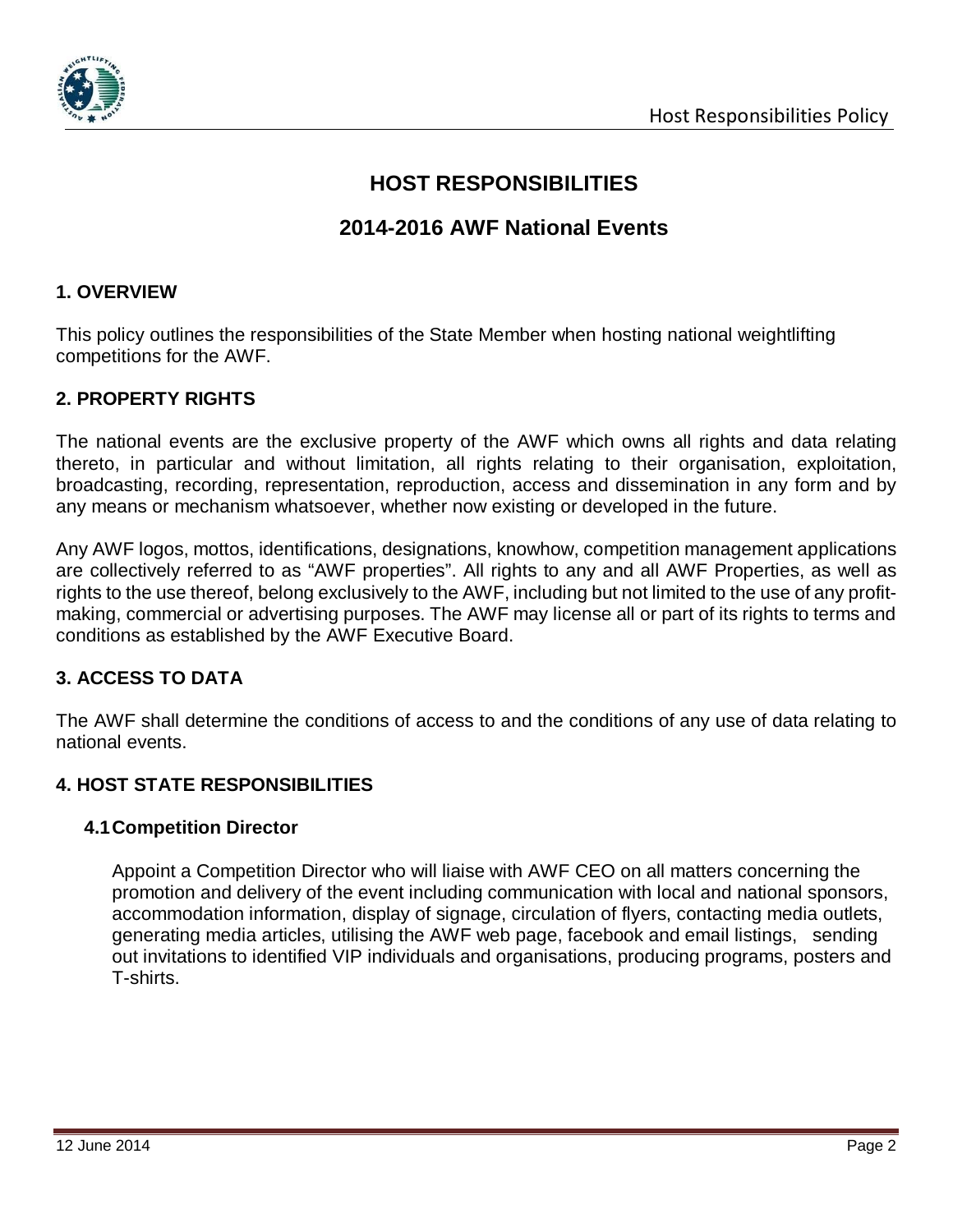# HOST RESPONSIBILITIES

## 2014-2016 AWF National Events

### 1. OVERVIEW

This policy outlines the responsibilities of the State Member when hosting national weightlifting competitions for the AWF.

### 2. PROPERTY RIGHTS

The national events are the exclusive property of the AWF which owns all rights and data relating thereto, in particular and without limitation, all rights relating to their organisation, exploitation, broadcasting, recording, representation, reproduction, access and dissemination in any form and by any means or mechanism whatsoever, whether now existing or developed in the future.

Any AWF logos, mottos, identifications, designations, knowhow, competition management applications are collectively referred to as "AWF properties". All rights to any and all AWF Properties, as well as rights to the use thereof, belong exclusively to the AWF, including but not limited to the use of any profit-making, commercial or advertising purposes. The AWF may license all or part of its rights to terms and conditions as established by the AWF Executive Board.

### 3. ACCESS TO DATA

The AWF shall determine the conditions of access to and the conditions of any use of data relating to national events.

### 4. HOST STATE RESPONSIBILITIES

#### 4.1 Competition Director

Appoint a Competition Director who will liaise with AWF CEO on all matters concerning the promotion and delivery of the event including communication with local and national sponsors, accommodation information, display of signage, circulation of flyers, contacting media outlets, generating media articles, utilising the AWF web page, facebook and email listings, sending out invitations to identified VIP individuals and organisations, producing programs, posters and T-shirts.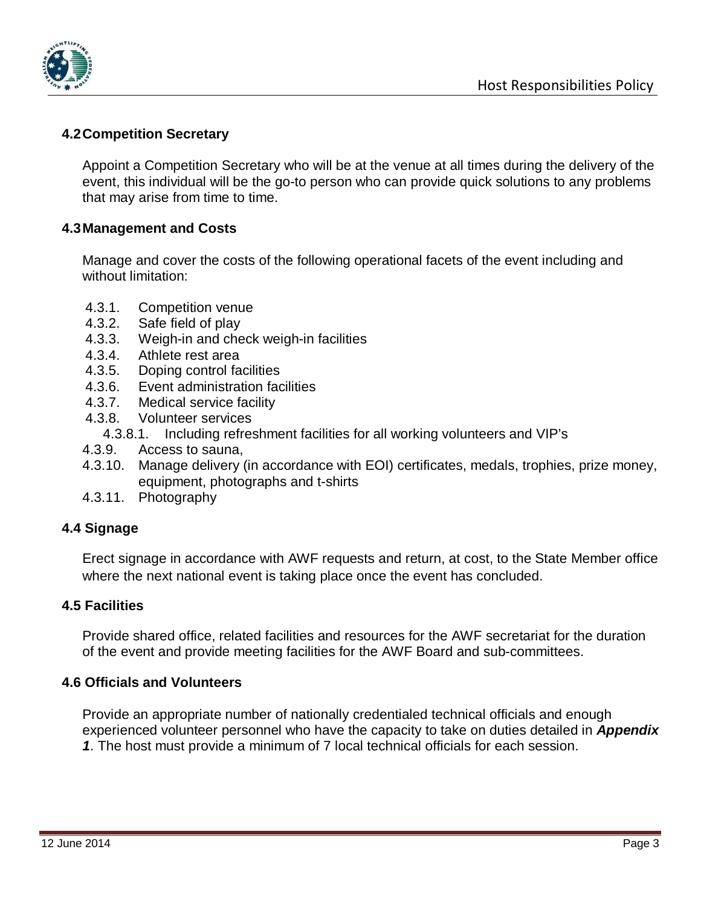### 4.2 Competition Secretary

Appoint a Competition Secretary who will be at the venue at all times during the delivery of the event, this individual will be the go-to person who can provide quick solutions to any problems that may arise from time to time.

### 4.3 Management and Costs

Manage and cover the costs of the following operational facets of the event including and without limitation:

- 4.3.1. Competition venue
- 4.3.2. Safe field of play
- 4.3.3. Weigh-in and check weigh-in facilities
- 4.3.4. Athlete rest area
- 4.3.5. Doping control facilities
- 4.3.6. Event administration facilities
- 4.3.7. Medical service facility
- 4.3.8. Volunteer services
  - 4.3.8.1. Including refreshment facilities for all working volunteers and VIP's
- 4.3.9. Access to sauna,
- 4.3.10. Manage delivery (in accordance with EOI) certificates, medals, trophies, prize money, equipment, photographs and t-shirts
- 4.3.11. Photography

### 4.4 Signage

Erect signage in accordance with AWF requests and return, at cost, to the State Member office where the next national event is taking place once the event has concluded.

### 4.5 Facilities

Provide shared office, related facilities and resources for the AWF secretariat for the duration of the event and provide meeting facilities for the AWF Board and sub-committees.

### 4.6 Officials and Volunteers

Provide an appropriate number of nationally credentialed technical officials and enough experienced volunteer personnel who have the capacity to take on duties detailed in ***Appendix 1***. The host must provide a minimum of 7 local technical officials for each session.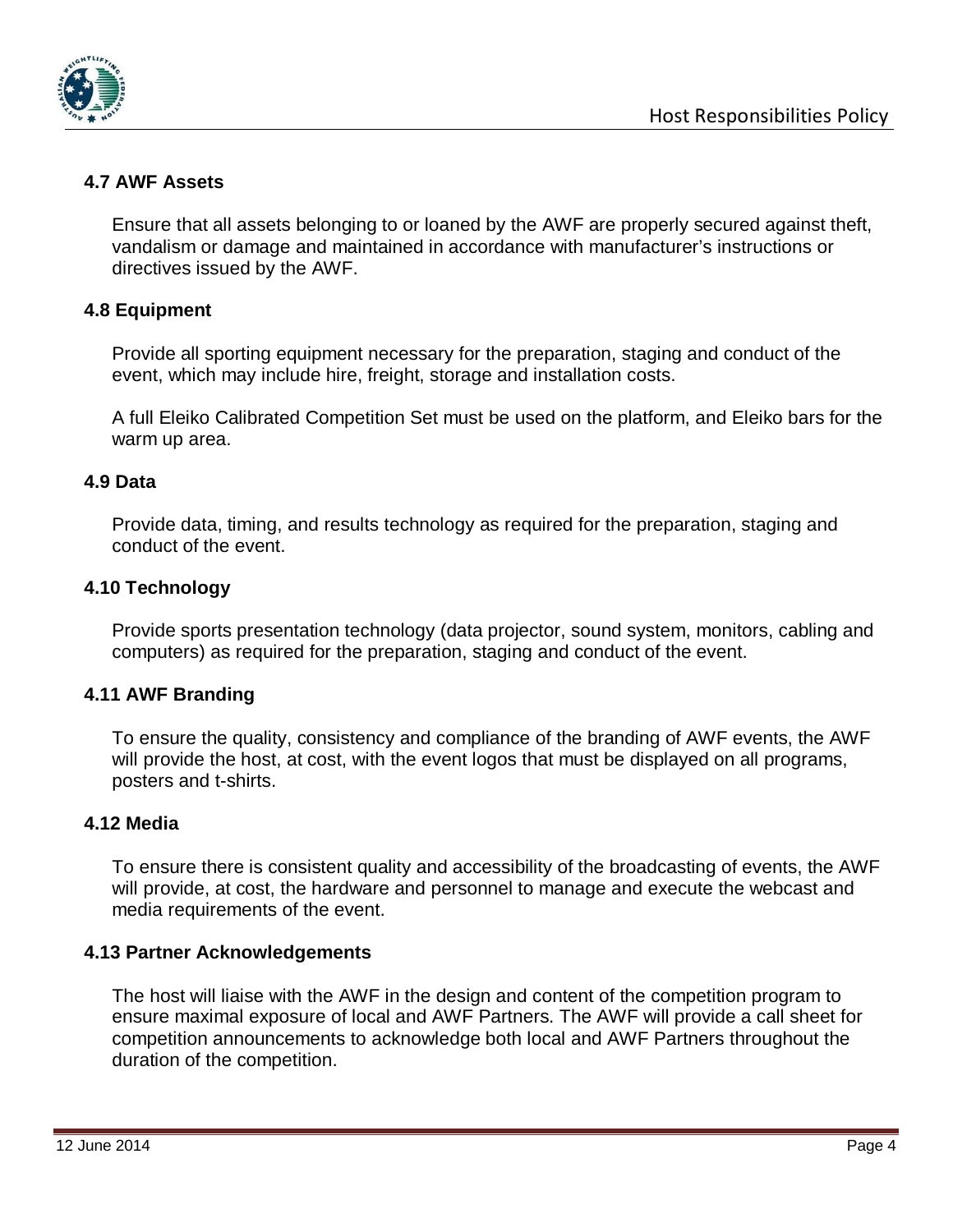### 4.7 AWF Assets

Ensure that all assets belonging to or loaned by the AWF are properly secured against theft, vandalism or damage and maintained in accordance with manufacturer's instructions or directives issued by the AWF.

### 4.8 Equipment

Provide all sporting equipment necessary for the preparation, staging and conduct of the event, which may include hire, freight, storage and installation costs.

A full Eleiko Calibrated Competition Set must be used on the platform, and Eleiko bars for the warm up area.

### 4.9 Data

Provide data, timing, and results technology as required for the preparation, staging and conduct of the event.

### 4.10 Technology

Provide sports presentation technology (data projector, sound system, monitors, cabling and computers) as required for the preparation, staging and conduct of the event.

### 4.11 AWF Branding

To ensure the quality, consistency and compliance of the branding of AWF events, the AWF will provide the host, at cost, with the event logos that must be displayed on all programs, posters and t-shirts.

### 4.12 Media

To ensure there is consistent quality and accessibility of the broadcasting of events, the AWF will provide, at cost, the hardware and personnel to manage and execute the webcast and media requirements of the event.

### 4.13 Partner Acknowledgements

The host will liaise with the AWF in the design and content of the competition program to ensure maximal exposure of local and AWF Partners. The AWF will provide a call sheet for competition announcements to acknowledge both local and AWF Partners throughout the duration of the competition.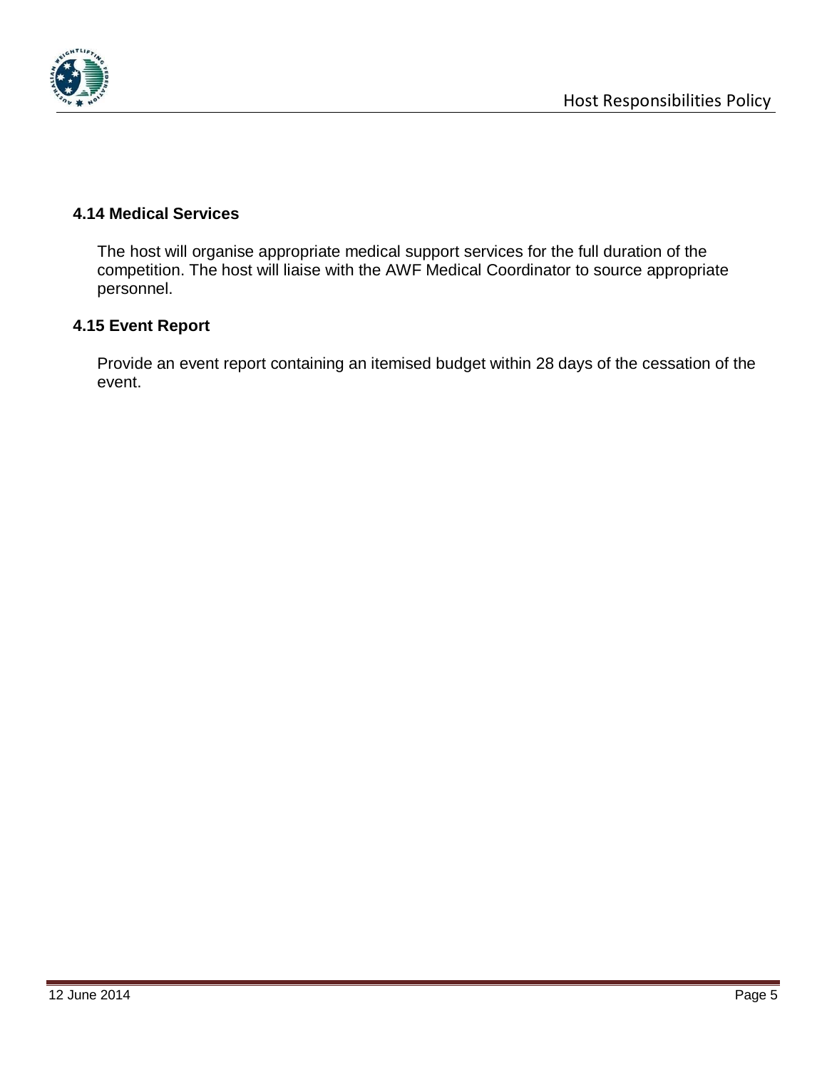### 4.14 Medical Services

The host will organise appropriate medical support services for the full duration of the competition. The host will liaise with the AWF Medical Coordinator to source appropriate personnel.

### 4.15 Event Report

Provide an event report containing an itemised budget within 28 days of the cessation of the event.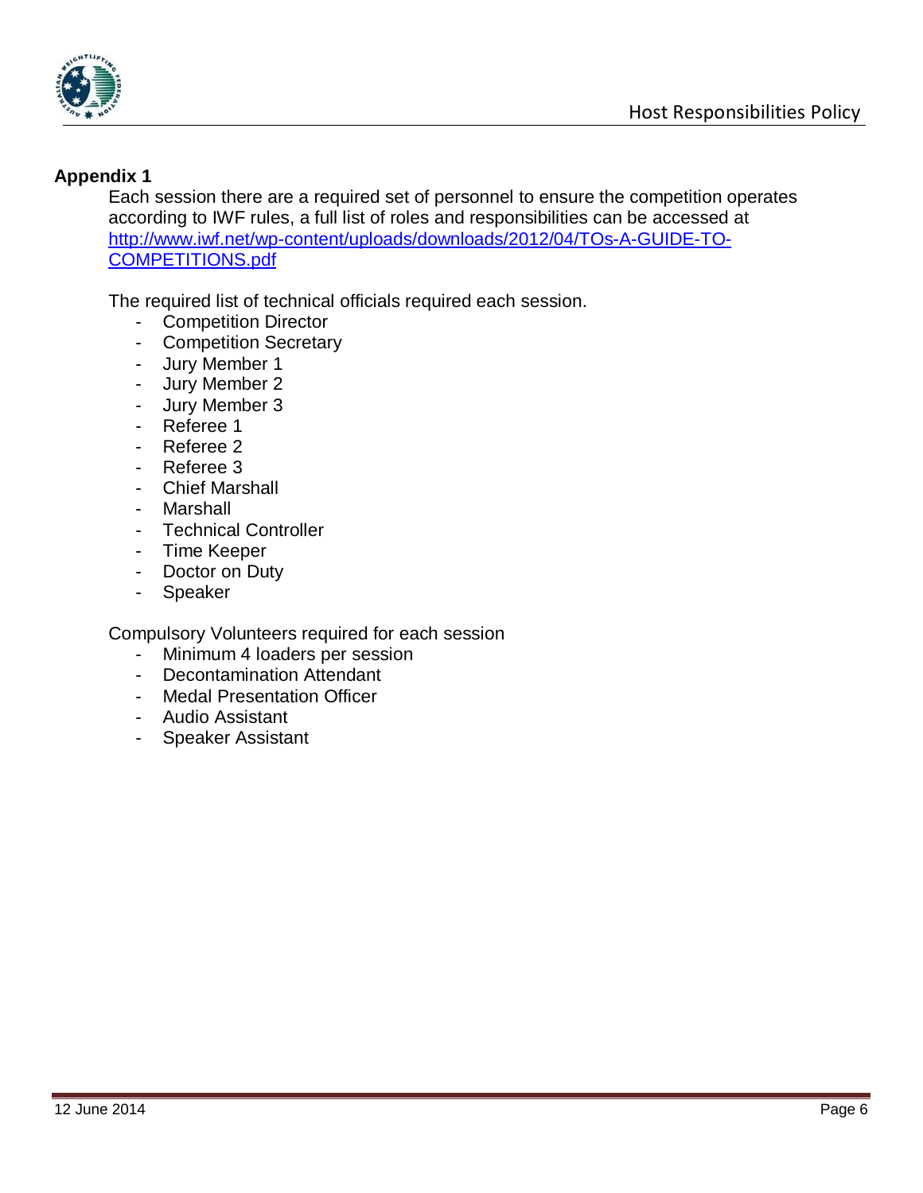### Appendix 1

Each session there are a required set of personnel to ensure the competition operates according to IWF rules, a full list of roles and responsibilities can be accessed at [http://www.iwf.net/wp-content/uploads/downloads/2012/04/TOs-A-GUIDE-TO-COMPETITIONS.pdf](http://www.iwf.net/wp-content/uploads/downloads/2012/04/TOs-A-GUIDE-TO-COMPETITIONS.pdf)

The required list of technical officials required each session.

- Competition Director
- Competition Secretary
- Jury Member 1
- Jury Member 2
- Jury Member 3
- Referee 1
- Referee 2
- Referee 3
- Chief Marshall
- Marshall
- Technical Controller
- Time Keeper
- Doctor on Duty
- Speaker

Compulsory Volunteers required for each session

- Minimum 4 loaders per session
- Decontamination Attendant
- Medal Presentation Officer
- Audio Assistant
- Speaker Assistant